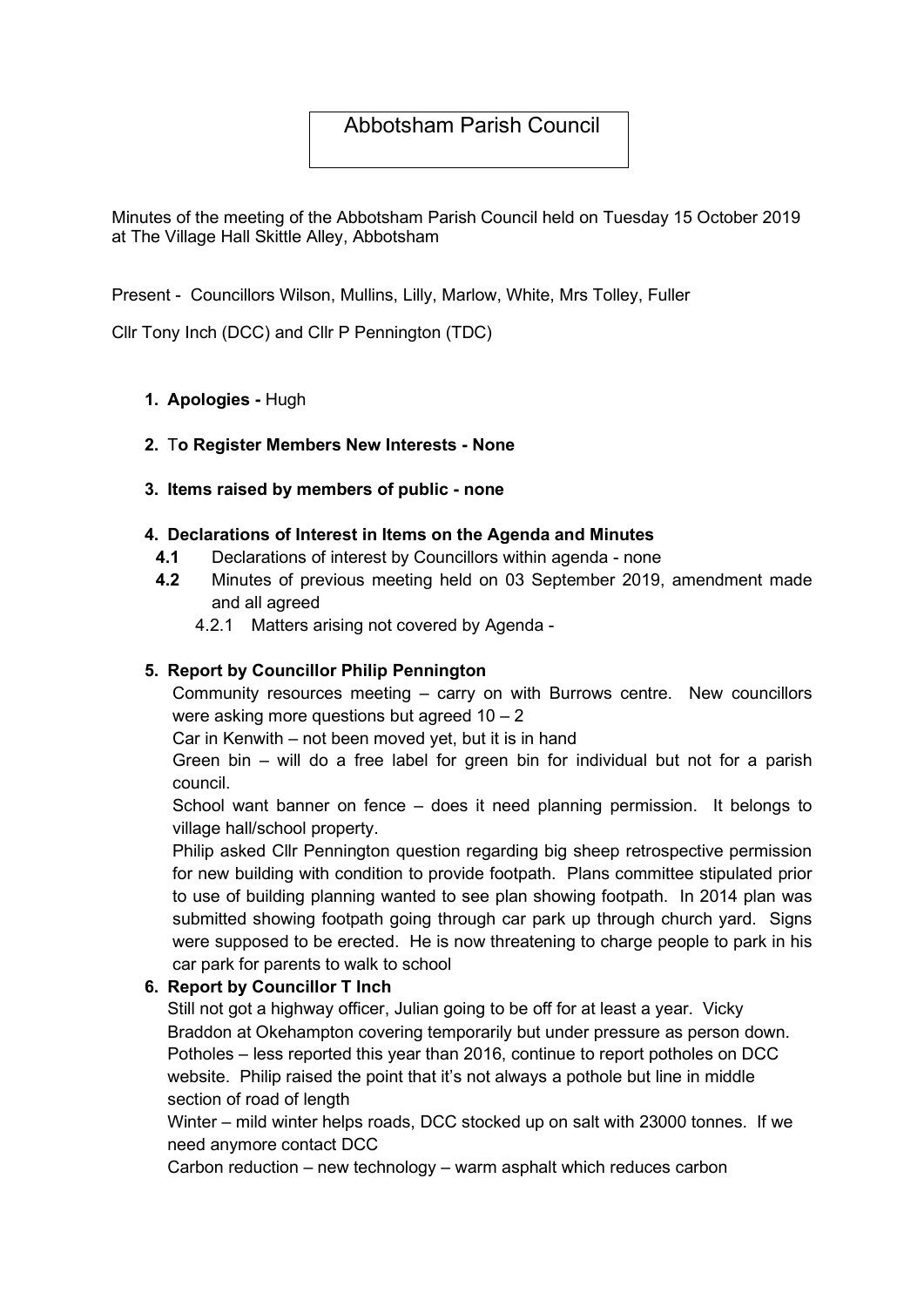# Abbotsham Parish Council

Minutes of the meeting of the Abbotsham Parish Council held on Tuesday 15 October 2019 at The Village Hall Skittle Alley, Abbotsham

Present - Councillors Wilson, Mullins, Lilly, Marlow, White, Mrs Tolley, Fuller

Cllr Tony Inch (DCC) and Cllr P Pennington (TDC)

1. **Apologies -** Hugh

2. T**o Register Members New Interests - None**

3. **Items raised by members of public - none**

4. **Declarations of Interest in Items on the Agenda and Minutes**
   - **4.1** Declarations of interest by Councillors within agenda - none
   - **4.2** Minutes of previous meeting held on 03 September 2019, amendment made and all agreed
     - 4.2.1 Matters arising not covered by Agenda -

5. **Report by Councillor Philip Pennington**

   Community resources meeting – carry on with Burrows centre. New councillors were asking more questions but agreed 10 – 2

   Car in Kenwith – not been moved yet, but it is in hand

   Green bin – will do a free label for green bin for individual but not for a parish council.

   School want banner on fence – does it need planning permission. It belongs to village hall/school property.

   Philip asked Cllr Pennington question regarding big sheep retrospective permission for new building with condition to provide footpath. Plans committee stipulated prior to use of building planning wanted to see plan showing footpath. In 2014 plan was submitted showing footpath going through car park up through church yard. Signs were supposed to be erected. He is now threatening to charge people to park in his car park for parents to walk to school

6. **Report by Councillor T Inch**

   Still not got a highway officer, Julian going to be off for at least a year. Vicky Braddon at Okehampton covering temporarily but under pressure as person down.

   Potholes – less reported this year than 2016, continue to report potholes on DCC website. Philip raised the point that it's not always a pothole but line in middle section of road of length

   Winter – mild winter helps roads, DCC stocked up on salt with 23000 tonnes. If we need anymore contact DCC

   Carbon reduction – new technology – warm asphalt which reduces carbon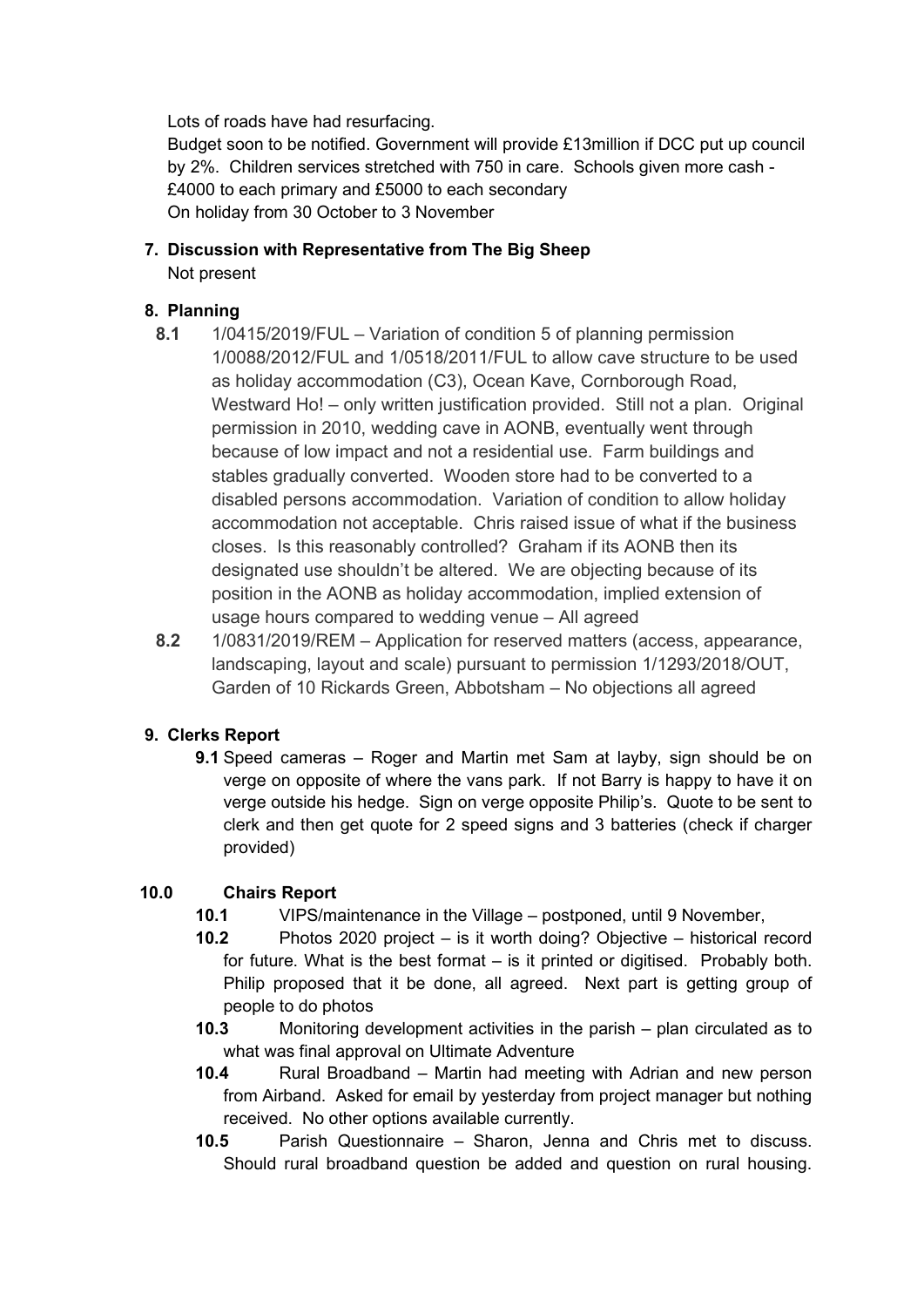Lots of roads have had resurfacing.
Budget soon to be notified. Government will provide £13million if DCC put up council by 2%. Children services stretched with 750 in care. Schools given more cash - £4000 to each primary and £5000 to each secondary
On holiday from 30 October to 3 November

**7. Discussion with Representative from The Big Sheep**
Not present

**8. Planning**

**8.1** 1/0415/2019/FUL – Variation of condition 5 of planning permission 1/0088/2012/FUL and 1/0518/2011/FUL to allow cave structure to be used as holiday accommodation (C3), Ocean Kave, Cornborough Road, Westward Ho! – only written justification provided. Still not a plan. Original permission in 2010, wedding cave in AONB, eventually went through because of low impact and not a residential use. Farm buildings and stables gradually converted. Wooden store had to be converted to a disabled persons accommodation. Variation of condition to allow holiday accommodation not acceptable. Chris raised issue of what if the business closes. Is this reasonably controlled? Graham if its AONB then its designated use shouldn't be altered. We are objecting because of its position in the AONB as holiday accommodation, implied extension of usage hours compared to wedding venue – All agreed

**8.2** 1/0831/2019/REM – Application for reserved matters (access, appearance, landscaping, layout and scale) pursuant to permission 1/1293/2018/OUT, Garden of 10 Rickards Green, Abbotsham – No objections all agreed

**9. Clerks Report**

**9.1** Speed cameras – Roger and Martin met Sam at layby, sign should be on verge on opposite of where the vans park. If not Barry is happy to have it on verge outside his hedge. Sign on verge opposite Philip's. Quote to be sent to clerk and then get quote for 2 speed signs and 3 batteries (check if charger provided)

**10.0 Chairs Report**

**10.1** VIPS/maintenance in the Village – postponed, until 9 November,

**10.2** Photos 2020 project – is it worth doing? Objective – historical record for future. What is the best format – is it printed or digitised. Probably both. Philip proposed that it be done, all agreed. Next part is getting group of people to do photos

**10.3** Monitoring development activities in the parish – plan circulated as to what was final approval on Ultimate Adventure

**10.4** Rural Broadband – Martin had meeting with Adrian and new person from Airband. Asked for email by yesterday from project manager but nothing received. No other options available currently.

**10.5** Parish Questionnaire – Sharon, Jenna and Chris met to discuss. Should rural broadband question be added and question on rural housing.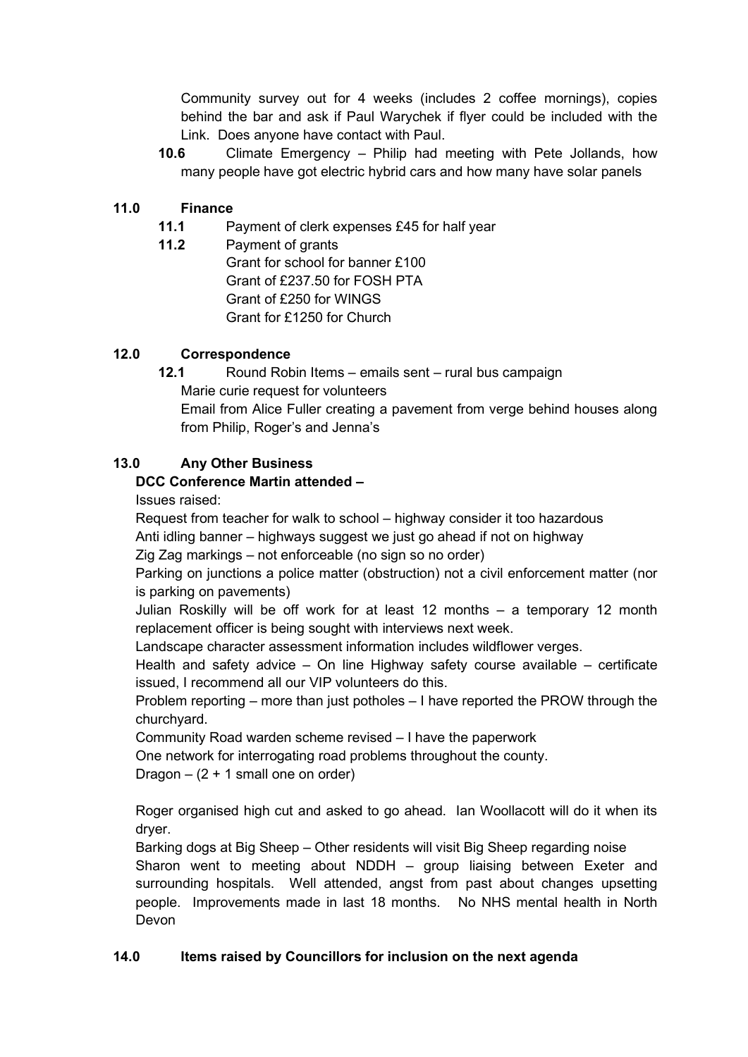Community survey out for 4 weeks (includes 2 coffee mornings), copies behind the bar and ask if Paul Warychek if flyer could be included with the Link. Does anyone have contact with Paul.

**10.6** Climate Emergency – Philip had meeting with Pete Jollands, how many people have got electric hybrid cars and how many have solar panels

## 11.0 Finance

**11.1** Payment of clerk expenses £45 for half year

**11.2** Payment of grants
Grant for school for banner £100
Grant of £237.50 for FOSH PTA
Grant of £250 for WINGS
Grant for £1250 for Church

## 12.0 Correspondence

**12.1** Round Robin Items – emails sent – rural bus campaign
Marie curie request for volunteers
Email from Alice Fuller creating a pavement from verge behind houses along from Philip, Roger's and Jenna's

## 13.0 Any Other Business

**DCC Conference Martin attended –**

Issues raised:

Request from teacher for walk to school – highway consider it too hazardous

Anti idling banner – highways suggest we just go ahead if not on highway

Zig Zag markings – not enforceable (no sign so no order)

Parking on junctions a police matter (obstruction) not a civil enforcement matter (nor is parking on pavements)

Julian Roskilly will be off work for at least 12 months – a temporary 12 month replacement officer is being sought with interviews next week.

Landscape character assessment information includes wildflower verges.

Health and safety advice – On line Highway safety course available – certificate issued, I recommend all our VIP volunteers do this.

Problem reporting – more than just potholes – I have reported the PROW through the churchyard.

Community Road warden scheme revised – I have the paperwork

One network for interrogating road problems throughout the county.

Dragon – (2 + 1 small one on order)

Roger organised high cut and asked to go ahead. Ian Woollacott will do it when its dryer.

Barking dogs at Big Sheep – Other residents will visit Big Sheep regarding noise

Sharon went to meeting about NDDH – group liaising between Exeter and surrounding hospitals. Well attended, angst from past about changes upsetting people. Improvements made in last 18 months. No NHS mental health in North Devon

## 14.0 Items raised by Councillors for inclusion on the next agenda